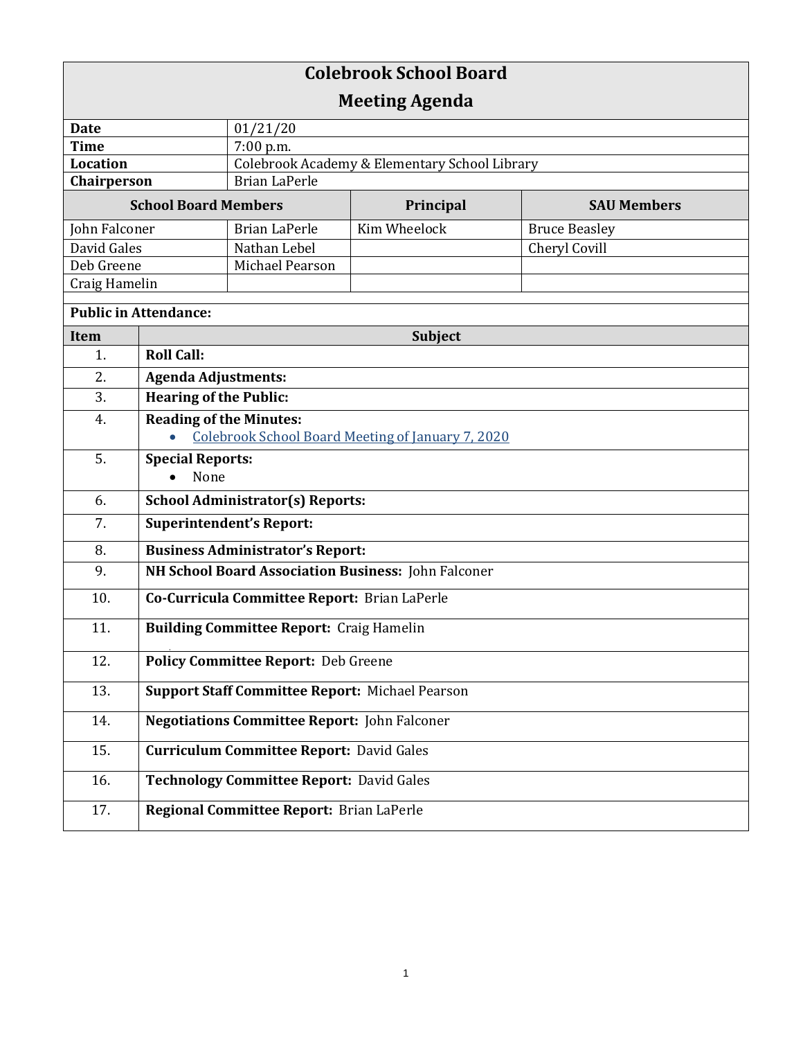# Colebrook School Board

## Meeting Agenda

| | |
|---|---|
| **Date** | 01/21/20 |
| **Time** | 7:00 p.m. |
| **Location** | Colebrook Academy & Elementary School Library |
| **Chairperson** | Brian LaPerle |

| School Board Members | | Principal | SAU Members |
|---|---|---|---|
| John Falconer | Brian LaPerle | Kim Wheelock | Bruce Beasley |
| David Gales | Nathan Lebel | | Cheryl Covill |
| Deb Greene | Michael Pearson | | |
| Craig Hamelin | | | |

**Public in Attendance:**

| Item | Subject |
|---|---|
| 1. | **Roll Call:** |
| 2. | **Agenda Adjustments:** |
| 3. | **Hearing of the Public:** |
| 4. | **Reading of the Minutes:**<br>• Colebrook School Board Meeting of January 7, 2020 |
| 5. | **Special Reports:**<br>• None |
| 6. | **School Administrator(s) Reports:** |
| 7. | **Superintendent's Report:** |
| 8. | **Business Administrator's Report:** |
| 9. | **NH School Board Association Business:** John Falconer |
| 10. | **Co-Curricula Committee Report:** Brian LaPerle |
| 11. | **Building Committee Report:** Craig Hamelin |
| 12. | **Policy Committee Report:** Deb Greene |
| 13. | **Support Staff Committee Report:** Michael Pearson |
| 14. | **Negotiations Committee Report:** John Falconer |
| 15. | **Curriculum Committee Report:** David Gales |
| 16. | **Technology Committee Report:** David Gales |
| 17. | **Regional Committee Report:** Brian LaPerle |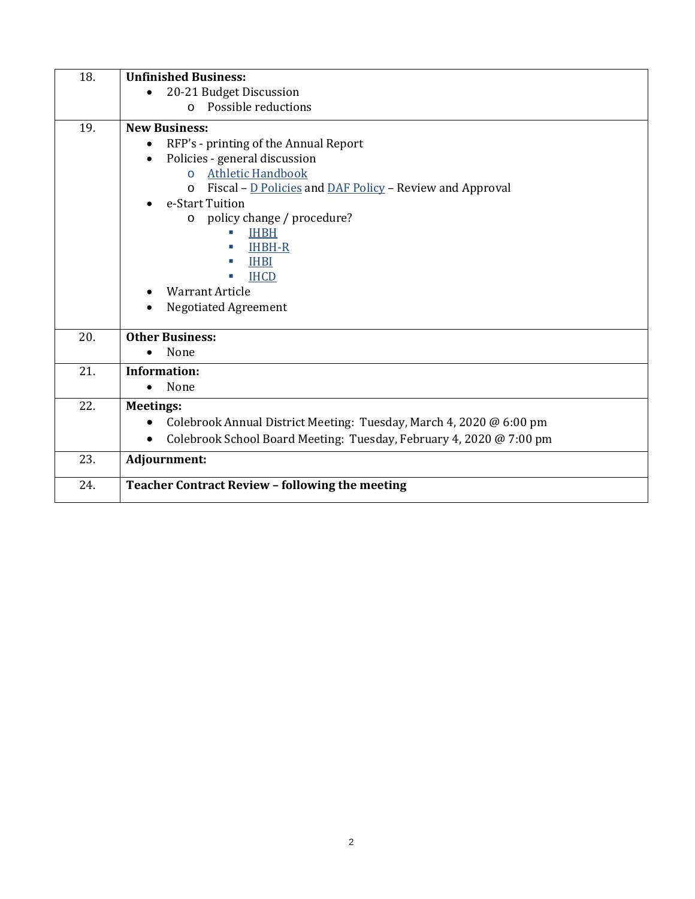| | |
|---|---|
| 18. | **Unfinished Business:**<br>• 20-21 Budget Discussion<br>  o Possible reductions |
| 19. | **New Business:**<br>• RFP's - printing of the Annual Report<br>• Policies - general discussion<br>  o Athletic Handbook<br>  o Fiscal – D Policies and DAF Policy – Review and Approval<br>• e-Start Tuition<br>  o policy change / procedure?<br>    ▪ IHBH<br>    ▪ IHBH-R<br>    ▪ IHBI<br>    ▪ IHCD<br>• Warrant Article<br>• Negotiated Agreement |
| 20. | **Other Business:**<br>• None |
| 21. | **Information:**<br>• None |
| 22. | **Meetings:**<br>• Colebrook Annual District Meeting: Tuesday, March 4, 2020 @ 6:00 pm<br>• Colebrook School Board Meeting: Tuesday, February 4, 2020 @ 7:00 pm |
| 23. | **Adjournment:** |
| 24. | **Teacher Contract Review – following the meeting** |